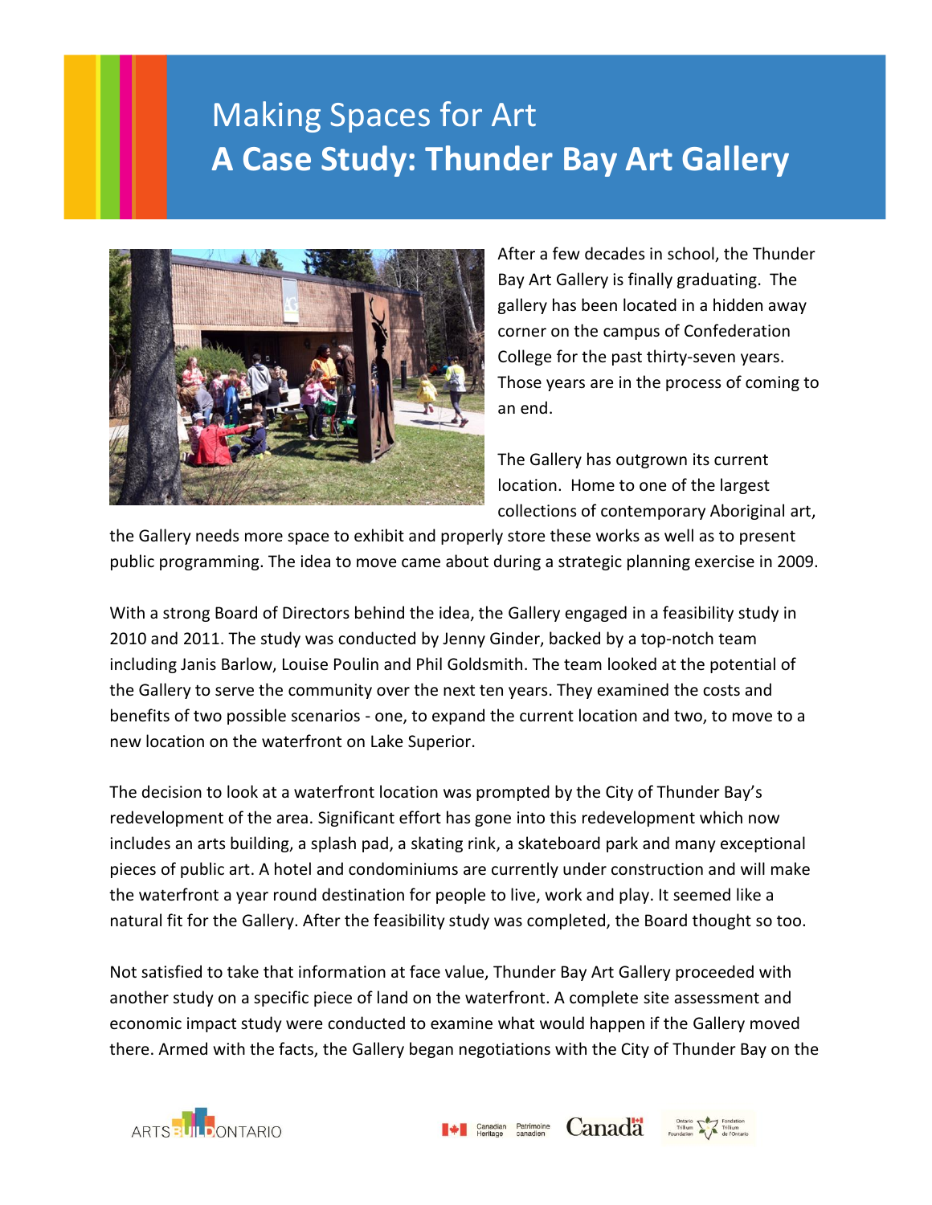# Making Spaces for Art
# **A Case Study: Thunder Bay Art Gallery**

After a few decades in school, the Thunder Bay Art Gallery is finally graduating. The gallery has been located in a hidden away corner on the campus of Confederation College for the past thirty-seven years. Those years are in the process of coming to an end.

The Gallery has outgrown its current location. Home to one of the largest collections of contemporary Aboriginal art, the Gallery needs more space to exhibit and properly store these works as well as to present public programming. The idea to move came about during a strategic planning exercise in 2009.

With a strong Board of Directors behind the idea, the Gallery engaged in a feasibility study in 2010 and 2011. The study was conducted by Jenny Ginder, backed by a top-notch team including Janis Barlow, Louise Poulin and Phil Goldsmith. The team looked at the potential of the Gallery to serve the community over the next ten years. They examined the costs and benefits of two possible scenarios - one, to expand the current location and two, to move to a new location on the waterfront on Lake Superior.

The decision to look at a waterfront location was prompted by the City of Thunder Bay's redevelopment of the area. Significant effort has gone into this redevelopment which now includes an arts building, a splash pad, a skating rink, a skateboard park and many exceptional pieces of public art. A hotel and condominiums are currently under construction and will make the waterfront a year round destination for people to live, work and play. It seemed like a natural fit for the Gallery. After the feasibility study was completed, the Board thought so too.

Not satisfied to take that information at face value, Thunder Bay Art Gallery proceeded with another study on a specific piece of land on the waterfront. A complete site assessment and economic impact study were conducted to examine what would happen if the Gallery moved there. Armed with the facts, the Gallery began negotiations with the City of Thunder Bay on the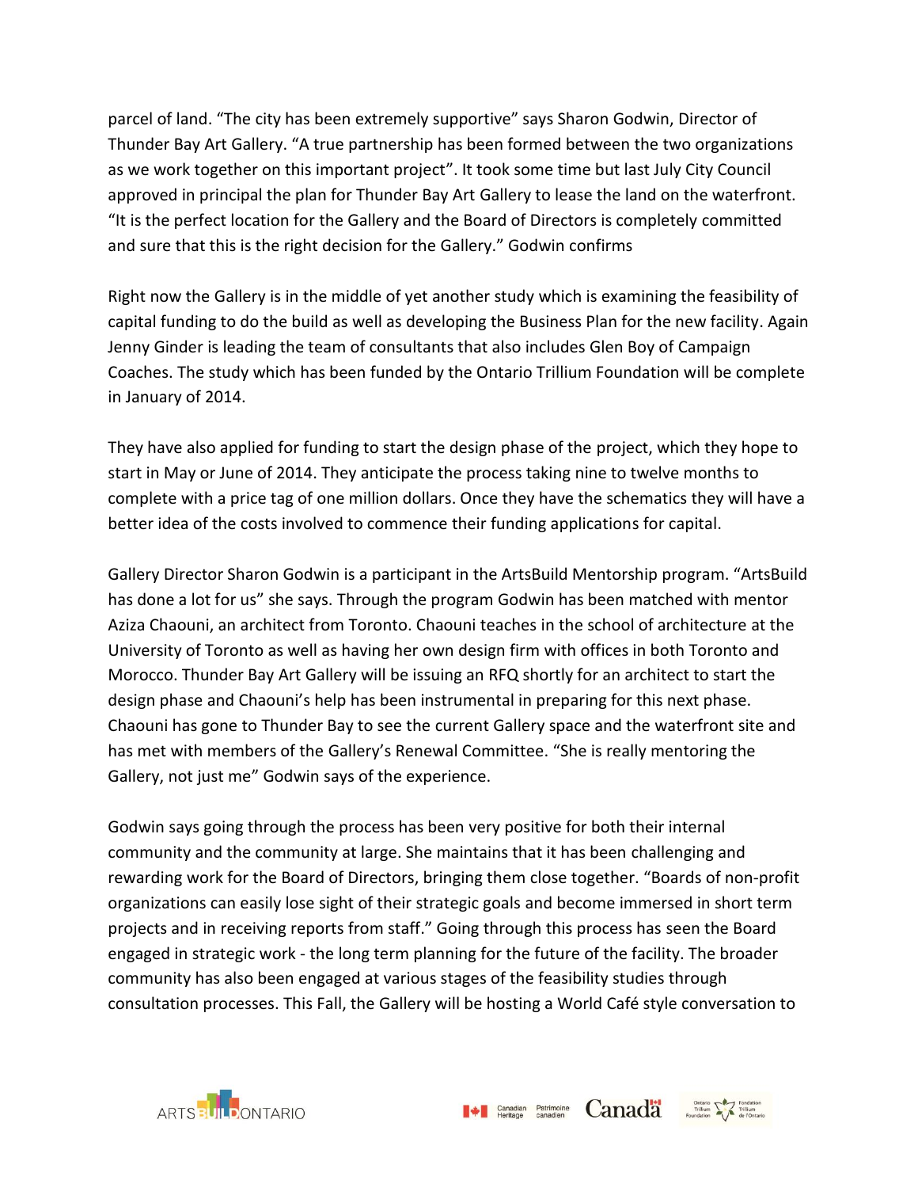parcel of land. “The city has been extremely supportive” says Sharon Godwin, Director of Thunder Bay Art Gallery. “A true partnership has been formed between the two organizations as we work together on this important project”. It took some time but last July City Council approved in principal the plan for Thunder Bay Art Gallery to lease the land on the waterfront. “It is the perfect location for the Gallery and the Board of Directors is completely committed and sure that this is the right decision for the Gallery.” Godwin confirms

Right now the Gallery is in the middle of yet another study which is examining the feasibility of capital funding to do the build as well as developing the Business Plan for the new facility. Again Jenny Ginder is leading the team of consultants that also includes Glen Boy of Campaign Coaches. The study which has been funded by the Ontario Trillium Foundation will be complete in January of 2014.

They have also applied for funding to start the design phase of the project, which they hope to start in May or June of 2014. They anticipate the process taking nine to twelve months to complete with a price tag of one million dollars. Once they have the schematics they will have a better idea of the costs involved to commence their funding applications for capital.

Gallery Director Sharon Godwin is a participant in the ArtsBuild Mentorship program. “ArtsBuild has done a lot for us” she says. Through the program Godwin has been matched with mentor Aziza Chaouni, an architect from Toronto. Chaouni teaches in the school of architecture at the University of Toronto as well as having her own design firm with offices in both Toronto and Morocco. Thunder Bay Art Gallery will be issuing an RFQ shortly for an architect to start the design phase and Chaouni’s help has been instrumental in preparing for this next phase. Chaouni has gone to Thunder Bay to see the current Gallery space and the waterfront site and has met with members of the Gallery’s Renewal Committee. “She is really mentoring the Gallery, not just me” Godwin says of the experience.

Godwin says going through the process has been very positive for both their internal community and the community at large. She maintains that it has been challenging and rewarding work for the Board of Directors, bringing them close together. “Boards of non-profit organizations can easily lose sight of their strategic goals and become immersed in short term projects and in receiving reports from staff.” Going through this process has seen the Board engaged in strategic work - the long term planning for the future of the facility. The broader community has also been engaged at various stages of the feasibility studies through consultation processes. This Fall, the Gallery will be hosting a World Café style conversation to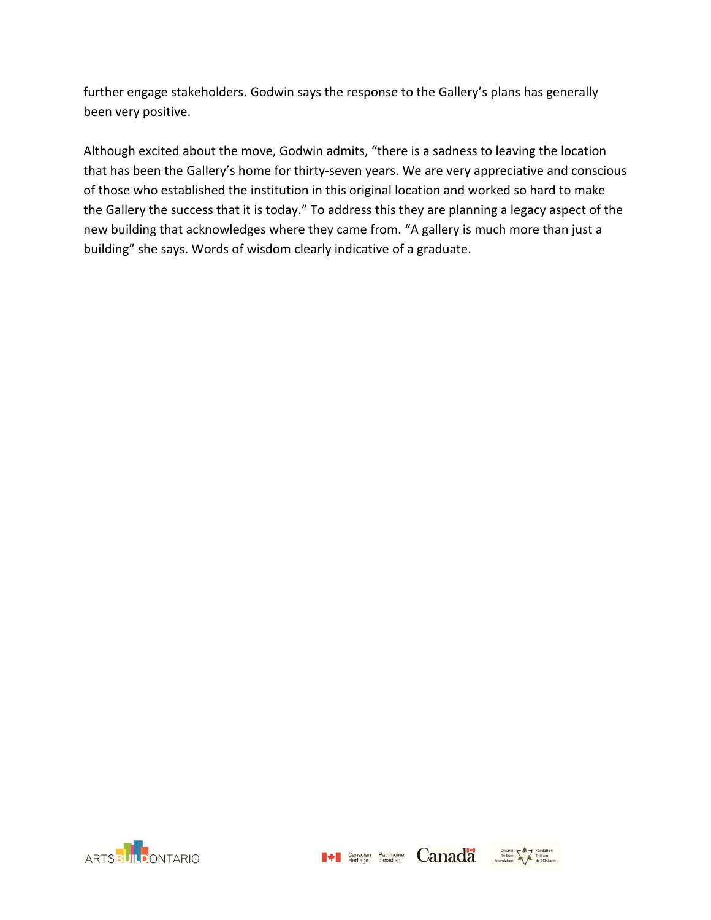further engage stakeholders. Godwin says the response to the Gallery's plans has generally been very positive.

Although excited about the move, Godwin admits, "there is a sadness to leaving the location that has been the Gallery's home for thirty-seven years. We are very appreciative and conscious of those who established the institution in this original location and worked so hard to make the Gallery the success that it is today." To address this they are planning a legacy aspect of the new building that acknowledges where they came from. "A gallery is much more than just a building" she says. Words of wisdom clearly indicative of a graduate.